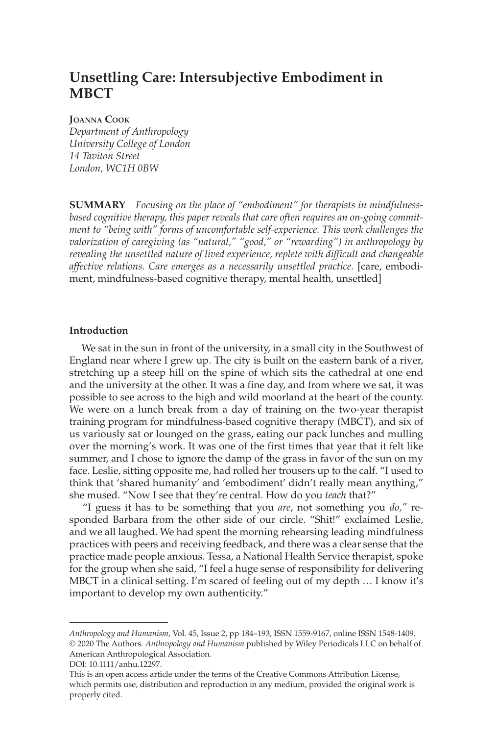# Unsettling Care: Intersubjective Embodiment in MBCT

**Joanna Cook**
*Department of Anthropology*
*University College of London*
*14 Taviton Street*
*London, WC1H 0BW*

**SUMMARY** *Focusing on the place of "embodiment" for therapists in mindfulness-based cognitive therapy, this paper reveals that care often requires an on-going commitment to "being with" forms of uncomfortable self-experience. This work challenges the valorization of caregiving (as "natural," "good," or "rewarding") in anthropology by revealing the unsettled nature of lived experience, replete with difficult and changeable affective relations. Care emerges as a necessarily unsettled practice.* [care, embodiment, mindfulness-based cognitive therapy, mental health, unsettled]

## Introduction

We sat in the sun in front of the university, in a small city in the Southwest of England near where I grew up. The city is built on the eastern bank of a river, stretching up a steep hill on the spine of which sits the cathedral at one end and the university at the other. It was a fine day, and from where we sat, it was possible to see across to the high and wild moorland at the heart of the county. We were on a lunch break from a day of training on the two-year therapist training program for mindfulness-based cognitive therapy (MBCT), and six of us variously sat or lounged on the grass, eating our pack lunches and mulling over the morning's work. It was one of the first times that year that it felt like summer, and I chose to ignore the damp of the grass in favor of the sun on my face. Leslie, sitting opposite me, had rolled her trousers up to the calf. "I used to think that 'shared humanity' and 'embodiment' didn't really mean anything," she mused. "Now I see that they're central. How do you *teach* that?"

"I guess it has to be something that you *are*, not something you *do,*" responded Barbara from the other side of our circle. "Shit!" exclaimed Leslie, and we all laughed. We had spent the morning rehearsing leading mindfulness practices with peers and receiving feedback, and there was a clear sense that the practice made people anxious. Tessa, a National Health Service therapist, spoke for the group when she said, "I feel a huge sense of responsibility for delivering MBCT in a clinical setting. I'm scared of feeling out of my depth … I know it's important to develop my own authenticity."

---

*Anthropology and Humanism*, Vol. 45, Issue 2, pp 184–193, ISSN 1559-9167, online ISSN 1548-1409.
© 2020 The Authors. *Anthropology and Humanism* published by Wiley Periodicals LLC on behalf of American Anthropological Association.
DOI: 10.1111/anhu.12297.
This is an open access article under the terms of the Creative Commons Attribution License, which permits use, distribution and reproduction in any medium, provided the original work is properly cited.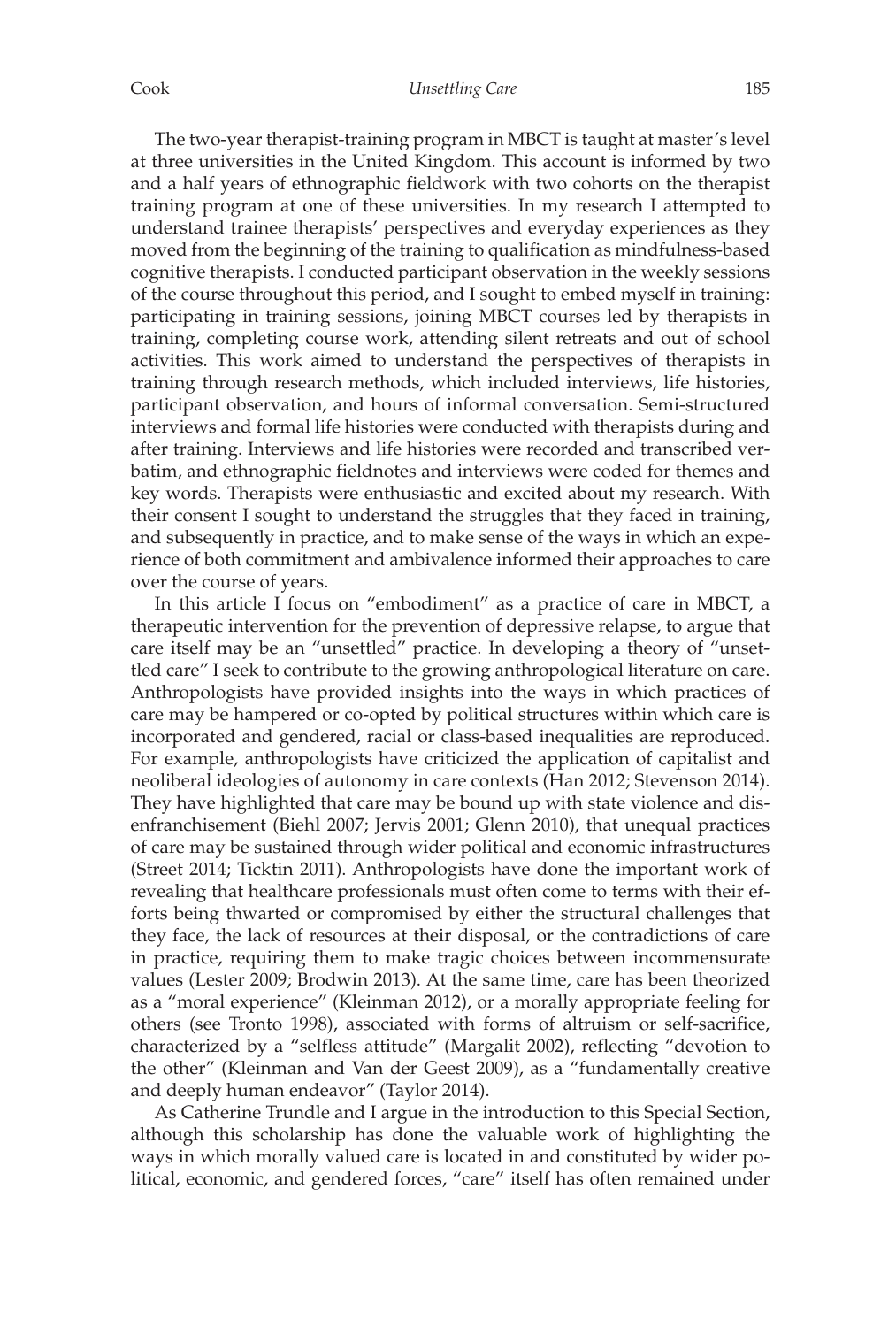The two-year therapist-training program in MBCT is taught at master's level at three universities in the United Kingdom. This account is informed by two and a half years of ethnographic fieldwork with two cohorts on the therapist training program at one of these universities. In my research I attempted to understand trainee therapists' perspectives and everyday experiences as they moved from the beginning of the training to qualification as mindfulness-based cognitive therapists. I conducted participant observation in the weekly sessions of the course throughout this period, and I sought to embed myself in training: participating in training sessions, joining MBCT courses led by therapists in training, completing course work, attending silent retreats and out of school activities. This work aimed to understand the perspectives of therapists in training through research methods, which included interviews, life histories, participant observation, and hours of informal conversation. Semi-structured interviews and formal life histories were conducted with therapists during and after training. Interviews and life histories were recorded and transcribed verbatim, and ethnographic fieldnotes and interviews were coded for themes and key words. Therapists were enthusiastic and excited about my research. With their consent I sought to understand the struggles that they faced in training, and subsequently in practice, and to make sense of the ways in which an experience of both commitment and ambivalence informed their approaches to care over the course of years.

In this article I focus on "embodiment" as a practice of care in MBCT, a therapeutic intervention for the prevention of depressive relapse, to argue that care itself may be an "unsettled" practice. In developing a theory of "unsettled care" I seek to contribute to the growing anthropological literature on care. Anthropologists have provided insights into the ways in which practices of care may be hampered or co-opted by political structures within which care is incorporated and gendered, racial or class-based inequalities are reproduced. For example, anthropologists have criticized the application of capitalist and neoliberal ideologies of autonomy in care contexts (Han 2012; Stevenson 2014). They have highlighted that care may be bound up with state violence and disenfranchisement (Biehl 2007; Jervis 2001; Glenn 2010), that unequal practices of care may be sustained through wider political and economic infrastructures (Street 2014; Ticktin 2011). Anthropologists have done the important work of revealing that healthcare professionals must often come to terms with their efforts being thwarted or compromised by either the structural challenges that they face, the lack of resources at their disposal, or the contradictions of care in practice, requiring them to make tragic choices between incommensurate values (Lester 2009; Brodwin 2013). At the same time, care has been theorized as a "moral experience" (Kleinman 2012), or a morally appropriate feeling for others (see Tronto 1998), associated with forms of altruism or self-sacrifice, characterized by a "selfless attitude" (Margalit 2002), reflecting "devotion to the other" (Kleinman and Van der Geest 2009), as a "fundamentally creative and deeply human endeavor" (Taylor 2014).

As Catherine Trundle and I argue in the introduction to this Special Section, although this scholarship has done the valuable work of highlighting the ways in which morally valued care is located in and constituted by wider political, economic, and gendered forces, "care" itself has often remained under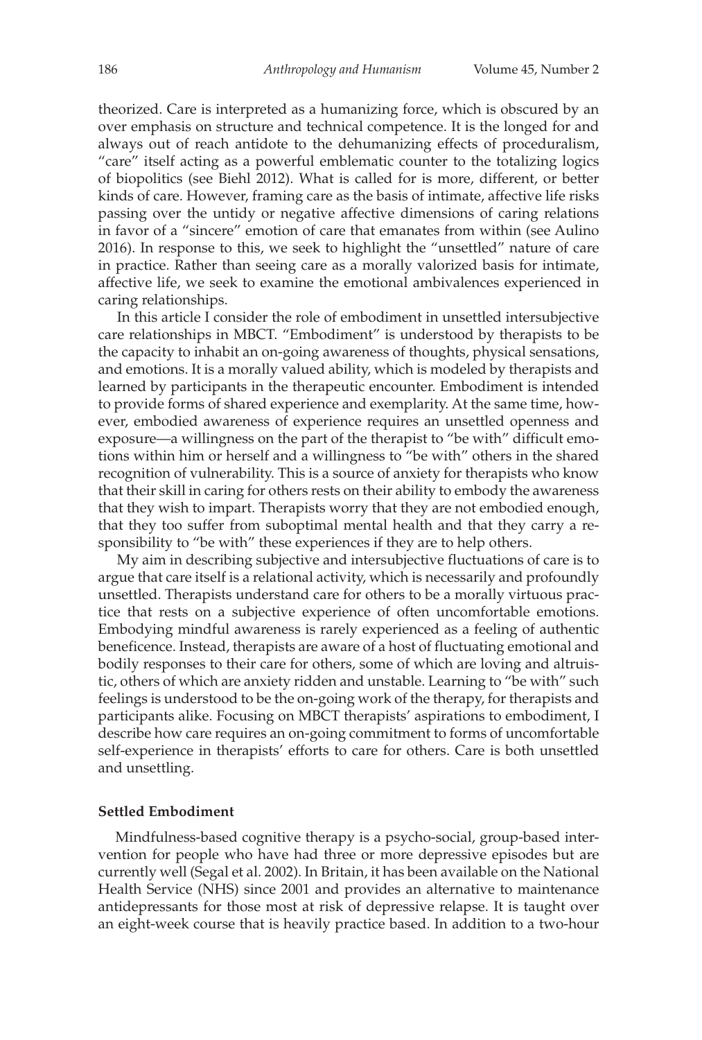theorized. Care is interpreted as a humanizing force, which is obscured by an over emphasis on structure and technical competence. It is the longed for and always out of reach antidote to the dehumanizing effects of proceduralism, "care" itself acting as a powerful emblematic counter to the totalizing logics of biopolitics (see Biehl 2012). What is called for is more, different, or better kinds of care. However, framing care as the basis of intimate, affective life risks passing over the untidy or negative affective dimensions of caring relations in favor of a "sincere" emotion of care that emanates from within (see Aulino 2016). In response to this, we seek to highlight the "unsettled" nature of care in practice. Rather than seeing care as a morally valorized basis for intimate, affective life, we seek to examine the emotional ambivalences experienced in caring relationships.

In this article I consider the role of embodiment in unsettled intersubjective care relationships in MBCT. "Embodiment" is understood by therapists to be the capacity to inhabit an on-going awareness of thoughts, physical sensations, and emotions. It is a morally valued ability, which is modeled by therapists and learned by participants in the therapeutic encounter. Embodiment is intended to provide forms of shared experience and exemplarity. At the same time, however, embodied awareness of experience requires an unsettled openness and exposure—a willingness on the part of the therapist to "be with" difficult emotions within him or herself and a willingness to "be with" others in the shared recognition of vulnerability. This is a source of anxiety for therapists who know that their skill in caring for others rests on their ability to embody the awareness that they wish to impart. Therapists worry that they are not embodied enough, that they too suffer from suboptimal mental health and that they carry a responsibility to "be with" these experiences if they are to help others.

My aim in describing subjective and intersubjective fluctuations of care is to argue that care itself is a relational activity, which is necessarily and profoundly unsettled. Therapists understand care for others to be a morally virtuous practice that rests on a subjective experience of often uncomfortable emotions. Embodying mindful awareness is rarely experienced as a feeling of authentic beneficence. Instead, therapists are aware of a host of fluctuating emotional and bodily responses to their care for others, some of which are loving and altruistic, others of which are anxiety ridden and unstable. Learning to "be with" such feelings is understood to be the on-going work of the therapy, for therapists and participants alike. Focusing on MBCT therapists' aspirations to embodiment, I describe how care requires an on-going commitment to forms of uncomfortable self-experience in therapists' efforts to care for others. Care is both unsettled and unsettling.

### Settled Embodiment

Mindfulness-based cognitive therapy is a psycho-social, group-based intervention for people who have had three or more depressive episodes but are currently well (Segal et al. 2002). In Britain, it has been available on the National Health Service (NHS) since 2001 and provides an alternative to maintenance antidepressants for those most at risk of depressive relapse. It is taught over an eight-week course that is heavily practice based. In addition to a two-hour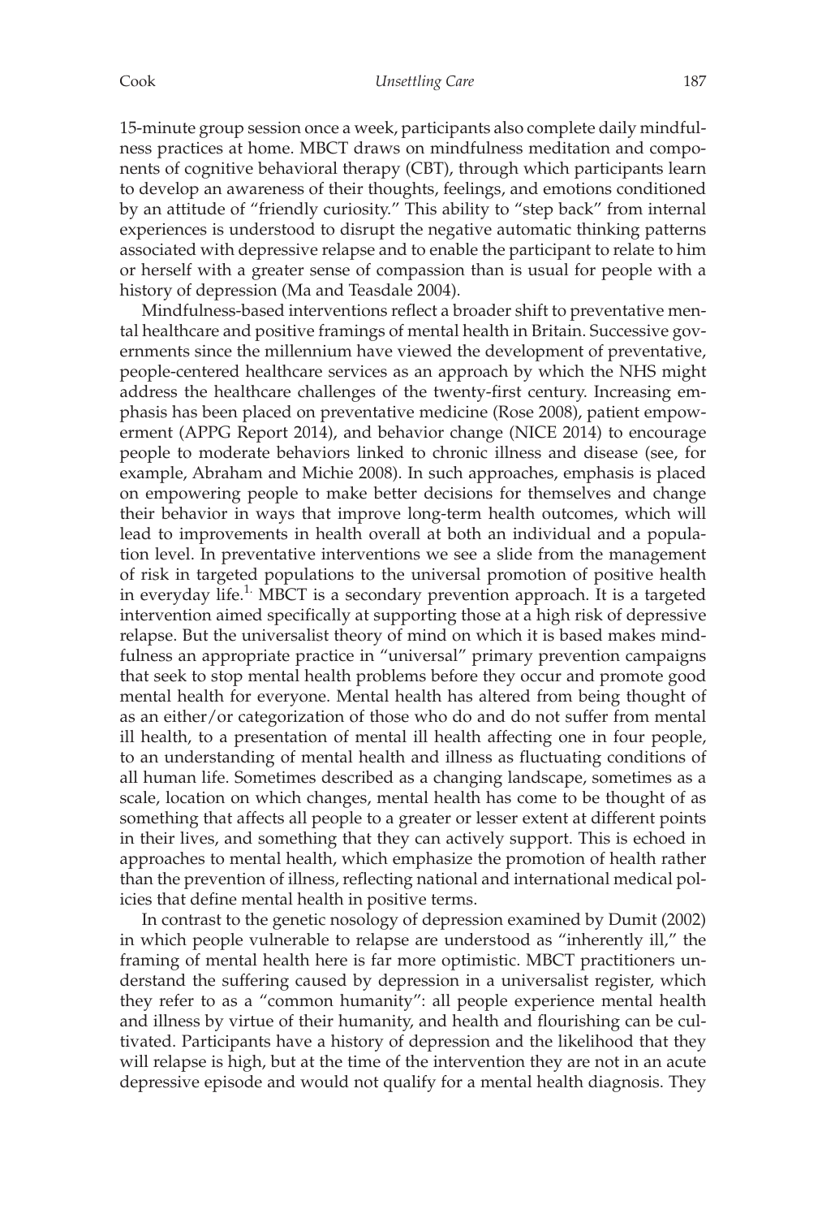15-minute group session once a week, participants also complete daily mindfulness practices at home. MBCT draws on mindfulness meditation and components of cognitive behavioral therapy (CBT), through which participants learn to develop an awareness of their thoughts, feelings, and emotions conditioned by an attitude of "friendly curiosity." This ability to "step back" from internal experiences is understood to disrupt the negative automatic thinking patterns associated with depressive relapse and to enable the participant to relate to him or herself with a greater sense of compassion than is usual for people with a history of depression (Ma and Teasdale 2004).

Mindfulness-based interventions reflect a broader shift to preventative mental healthcare and positive framings of mental health in Britain. Successive governments since the millennium have viewed the development of preventative, people-centered healthcare services as an approach by which the NHS might address the healthcare challenges of the twenty-first century. Increasing emphasis has been placed on preventative medicine (Rose 2008), patient empowerment (APPG Report 2014), and behavior change (NICE 2014) to encourage people to moderate behaviors linked to chronic illness and disease (see, for example, Abraham and Michie 2008). In such approaches, emphasis is placed on empowering people to make better decisions for themselves and change their behavior in ways that improve long-term health outcomes, which will lead to improvements in health overall at both an individual and a population level. In preventative interventions we see a slide from the management of risk in targeted populations to the universal promotion of positive health in everyday life.[1] MBCT is a secondary prevention approach. It is a targeted intervention aimed specifically at supporting those at a high risk of depressive relapse. But the universalist theory of mind on which it is based makes mindfulness an appropriate practice in "universal" primary prevention campaigns that seek to stop mental health problems before they occur and promote good mental health for everyone. Mental health has altered from being thought of as an either/or categorization of those who do and do not suffer from mental ill health, to a presentation of mental ill health affecting one in four people, to an understanding of mental health and illness as fluctuating conditions of all human life. Sometimes described as a changing landscape, sometimes as a scale, location on which changes, mental health has come to be thought of as something that affects all people to a greater or lesser extent at different points in their lives, and something that they can actively support. This is echoed in approaches to mental health, which emphasize the promotion of health rather than the prevention of illness, reflecting national and international medical policies that define mental health in positive terms.

In contrast to the genetic nosology of depression examined by Dumit (2002) in which people vulnerable to relapse are understood as "inherently ill," the framing of mental health here is far more optimistic. MBCT practitioners understand the suffering caused by depression in a universalist register, which they refer to as a "common humanity": all people experience mental health and illness by virtue of their humanity, and health and flourishing can be cultivated. Participants have a history of depression and the likelihood that they will relapse is high, but at the time of the intervention they are not in an acute depressive episode and would not qualify for a mental health diagnosis. They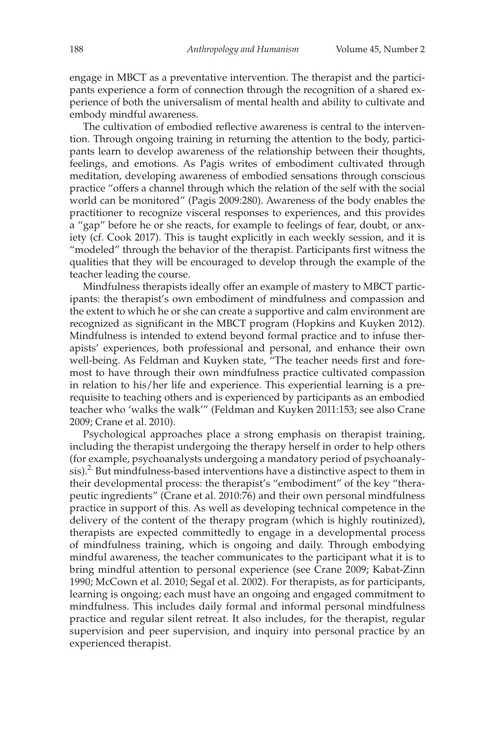engage in MBCT as a preventative intervention. The therapist and the participants experience a form of connection through the recognition of a shared experience of both the universalism of mental health and ability to cultivate and embody mindful awareness.

The cultivation of embodied reflective awareness is central to the intervention. Through ongoing training in returning the attention to the body, participants learn to develop awareness of the relationship between their thoughts, feelings, and emotions. As Pagis writes of embodiment cultivated through meditation, developing awareness of embodied sensations through conscious practice "offers a channel through which the relation of the self with the social world can be monitored" (Pagis 2009:280). Awareness of the body enables the practitioner to recognize visceral responses to experiences, and this provides a "gap" before he or she reacts, for example to feelings of fear, doubt, or anxiety (cf. Cook 2017). This is taught explicitly in each weekly session, and it is "modeled" through the behavior of the therapist. Participants first witness the qualities that they will be encouraged to develop through the example of the teacher leading the course.

Mindfulness therapists ideally offer an example of mastery to MBCT participants: the therapist's own embodiment of mindfulness and compassion and the extent to which he or she can create a supportive and calm environment are recognized as significant in the MBCT program (Hopkins and Kuyken 2012). Mindfulness is intended to extend beyond formal practice and to infuse therapists' experiences, both professional and personal, and enhance their own well-being. As Feldman and Kuyken state, "The teacher needs first and foremost to have through their own mindfulness practice cultivated compassion in relation to his/her life and experience. This experiential learning is a prerequisite to teaching others and is experienced by participants as an embodied teacher who 'walks the walk'" (Feldman and Kuyken 2011:153; see also Crane 2009; Crane et al. 2010).

Psychological approaches place a strong emphasis on therapist training, including the therapist undergoing the therapy herself in order to help others (for example, psychoanalysts undergoing a mandatory period of psychoanalysis).[2] But mindfulness-based interventions have a distinctive aspect to them in their developmental process: the therapist's "embodiment" of the key "therapeutic ingredients" (Crane et al. 2010:76) and their own personal mindfulness practice in support of this. As well as developing technical competence in the delivery of the content of the therapy program (which is highly routinized), therapists are expected committedly to engage in a developmental process of mindfulness training, which is ongoing and daily. Through embodying mindful awareness, the teacher communicates to the participant what it is to bring mindful attention to personal experience (see Crane 2009; Kabat-Zinn 1990; McCown et al. 2010; Segal et al. 2002). For therapists, as for participants, learning is ongoing; each must have an ongoing and engaged commitment to mindfulness. This includes daily formal and informal personal mindfulness practice and regular silent retreat. It also includes, for the therapist, regular supervision and peer supervision, and inquiry into personal practice by an experienced therapist.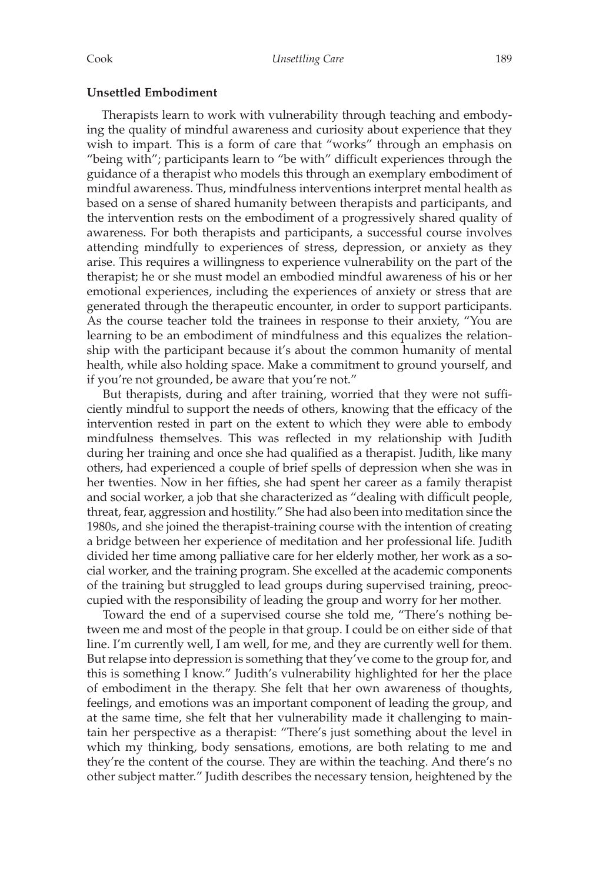**Unsettled Embodiment**

Therapists learn to work with vulnerability through teaching and embodying the quality of mindful awareness and curiosity about experience that they wish to impart. This is a form of care that "works" through an emphasis on "being with"; participants learn to "be with" difficult experiences through the guidance of a therapist who models this through an exemplary embodiment of mindful awareness. Thus, mindfulness interventions interpret mental health as based on a sense of shared humanity between therapists and participants, and the intervention rests on the embodiment of a progressively shared quality of awareness. For both therapists and participants, a successful course involves attending mindfully to experiences of stress, depression, or anxiety as they arise. This requires a willingness to experience vulnerability on the part of the therapist; he or she must model an embodied mindful awareness of his or her emotional experiences, including the experiences of anxiety or stress that are generated through the therapeutic encounter, in order to support participants. As the course teacher told the trainees in response to their anxiety, "You are learning to be an embodiment of mindfulness and this equalizes the relationship with the participant because it's about the common humanity of mental health, while also holding space. Make a commitment to ground yourself, and if you're not grounded, be aware that you're not."

But therapists, during and after training, worried that they were not sufficiently mindful to support the needs of others, knowing that the efficacy of the intervention rested in part on the extent to which they were able to embody mindfulness themselves. This was reflected in my relationship with Judith during her training and once she had qualified as a therapist. Judith, like many others, had experienced a couple of brief spells of depression when she was in her twenties. Now in her fifties, she had spent her career as a family therapist and social worker, a job that she characterized as "dealing with difficult people, threat, fear, aggression and hostility." She had also been into meditation since the 1980s, and she joined the therapist-training course with the intention of creating a bridge between her experience of meditation and her professional life. Judith divided her time among palliative care for her elderly mother, her work as a social worker, and the training program. She excelled at the academic components of the training but struggled to lead groups during supervised training, preoccupied with the responsibility of leading the group and worry for her mother.

Toward the end of a supervised course she told me, "There's nothing between me and most of the people in that group. I could be on either side of that line. I'm currently well, I am well, for me, and they are currently well for them. But relapse into depression is something that they've come to the group for, and this is something I know." Judith's vulnerability highlighted for her the place of embodiment in the therapy. She felt that her own awareness of thoughts, feelings, and emotions was an important component of leading the group, and at the same time, she felt that her vulnerability made it challenging to maintain her perspective as a therapist: "There's just something about the level in which my thinking, body sensations, emotions, are both relating to me and they're the content of the course. They are within the teaching. And there's no other subject matter." Judith describes the necessary tension, heightened by the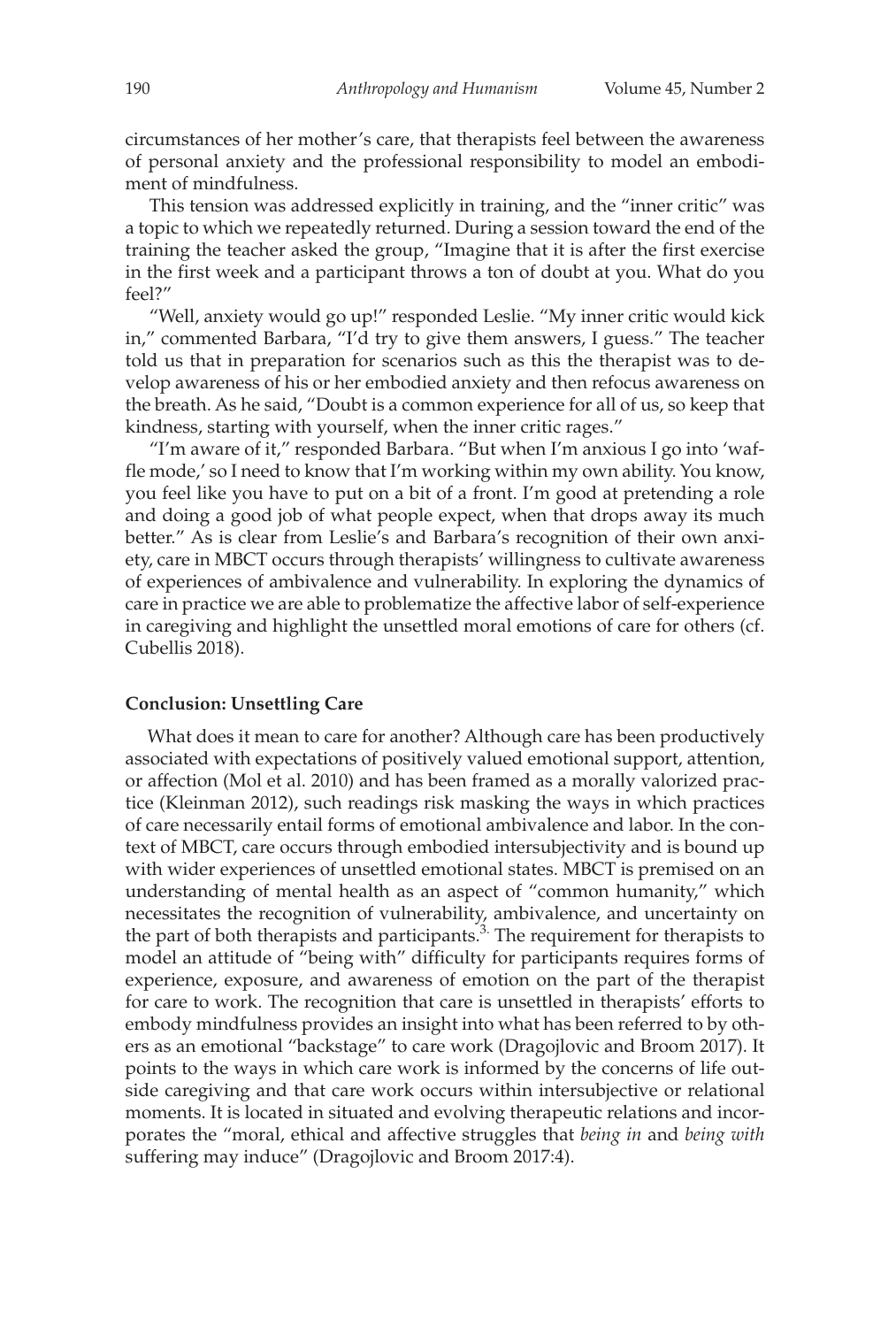circumstances of her mother's care, that therapists feel between the awareness of personal anxiety and the professional responsibility to model an embodiment of mindfulness.

This tension was addressed explicitly in training, and the "inner critic" was a topic to which we repeatedly returned. During a session toward the end of the training the teacher asked the group, "Imagine that it is after the first exercise in the first week and a participant throws a ton of doubt at you. What do you feel?"

"Well, anxiety would go up!" responded Leslie. "My inner critic would kick in," commented Barbara, "I'd try to give them answers, I guess." The teacher told us that in preparation for scenarios such as this the therapist was to develop awareness of his or her embodied anxiety and then refocus awareness on the breath. As he said, "Doubt is a common experience for all of us, so keep that kindness, starting with yourself, when the inner critic rages."

"I'm aware of it," responded Barbara. "But when I'm anxious I go into 'waffle mode,' so I need to know that I'm working within my own ability. You know, you feel like you have to put on a bit of a front. I'm good at pretending a role and doing a good job of what people expect, when that drops away its much better." As is clear from Leslie's and Barbara's recognition of their own anxiety, care in MBCT occurs through therapists' willingness to cultivate awareness of experiences of ambivalence and vulnerability. In exploring the dynamics of care in practice we are able to problematize the affective labor of self-experience in caregiving and highlight the unsettled moral emotions of care for others (cf. Cubellis 2018).

### Conclusion: Unsettling Care

What does it mean to care for another? Although care has been productively associated with expectations of positively valued emotional support, attention, or affection (Mol et al. 2010) and has been framed as a morally valorized practice (Kleinman 2012), such readings risk masking the ways in which practices of care necessarily entail forms of emotional ambivalence and labor. In the context of MBCT, care occurs through embodied intersubjectivity and is bound up with wider experiences of unsettled emotional states. MBCT is premised on an understanding of mental health as an aspect of "common humanity," which necessitates the recognition of vulnerability, ambivalence, and uncertainty on the part of both therapists and participants.[3] The requirement for therapists to model an attitude of "being with" difficulty for participants requires forms of experience, exposure, and awareness of emotion on the part of the therapist for care to work. The recognition that care is unsettled in therapists' efforts to embody mindfulness provides an insight into what has been referred to by others as an emotional "backstage" to care work (Dragojlovic and Broom 2017). It points to the ways in which care work is informed by the concerns of life outside caregiving and that care work occurs within intersubjective or relational moments. It is located in situated and evolving therapeutic relations and incorporates the "moral, ethical and affective struggles that *being in* and *being with* suffering may induce" (Dragojlovic and Broom 2017:4).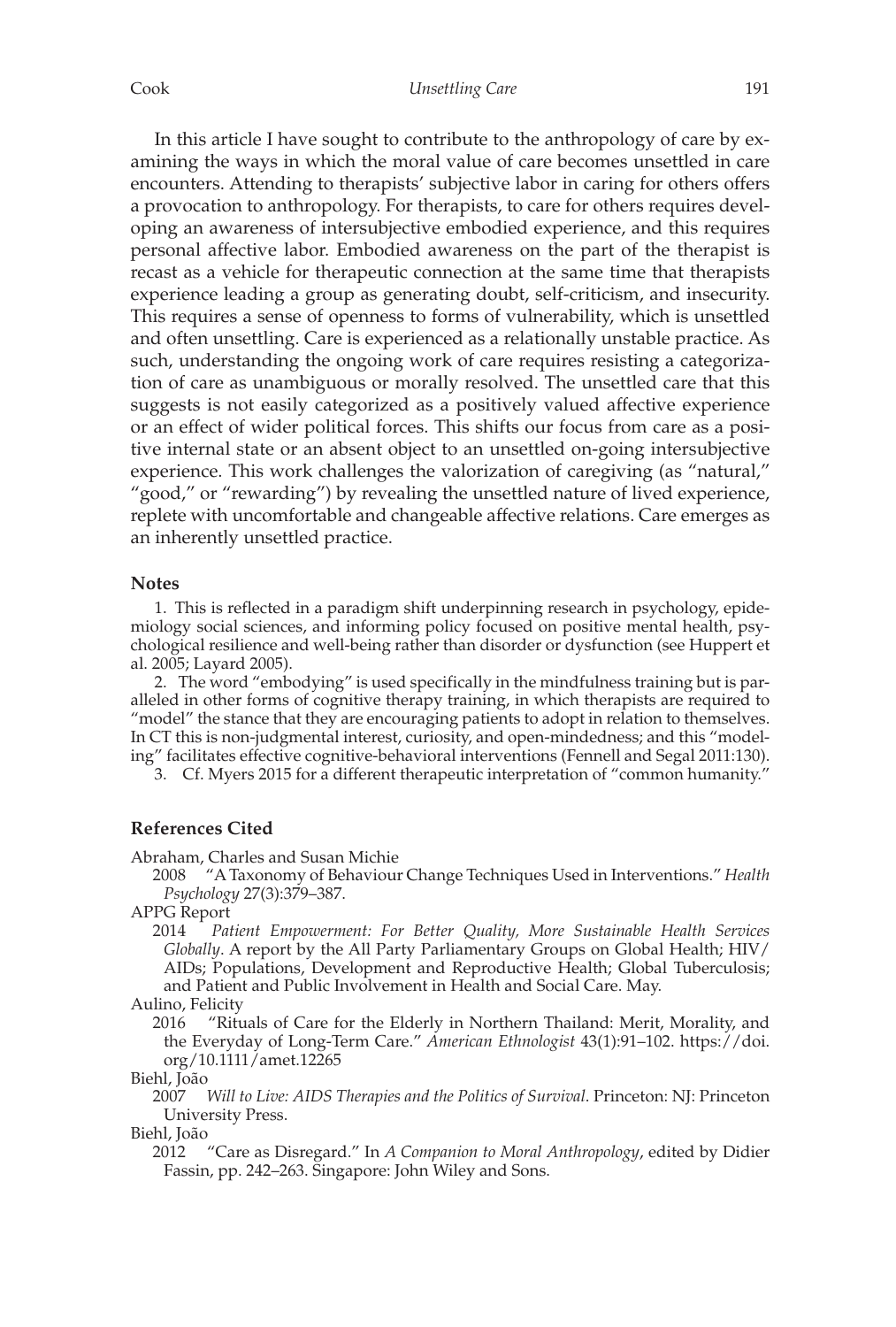In this article I have sought to contribute to the anthropology of care by examining the ways in which the moral value of care becomes unsettled in care encounters. Attending to therapists' subjective labor in caring for others offers a provocation to anthropology. For therapists, to care for others requires developing an awareness of intersubjective embodied experience, and this requires personal affective labor. Embodied awareness on the part of the therapist is recast as a vehicle for therapeutic connection at the same time that therapists experience leading a group as generating doubt, self-criticism, and insecurity. This requires a sense of openness to forms of vulnerability, which is unsettled and often unsettling. Care is experienced as a relationally unstable practice. As such, understanding the ongoing work of care requires resisting a categorization of care as unambiguous or morally resolved. The unsettled care that this suggests is not easily categorized as a positively valued affective experience or an effect of wider political forces. This shifts our focus from care as a positive internal state or an absent object to an unsettled on-going intersubjective experience. This work challenges the valorization of caregiving (as "natural," "good," or "rewarding") by revealing the unsettled nature of lived experience, replete with uncomfortable and changeable affective relations. Care emerges as an inherently unsettled practice.

## Notes

1. This is reflected in a paradigm shift underpinning research in psychology, epidemiology social sciences, and informing policy focused on positive mental health, psychological resilience and well-being rather than disorder or dysfunction (see Huppert et al. 2005; Layard 2005).

2. The word "embodying" is used specifically in the mindfulness training but is paralleled in other forms of cognitive therapy training, in which therapists are required to "model" the stance that they are encouraging patients to adopt in relation to themselves. In CT this is non-judgmental interest, curiosity, and open-mindedness; and this "modeling" facilitates effective cognitive-behavioral interventions (Fennell and Segal 2011:130).

3. Cf. Myers 2015 for a different therapeutic interpretation of "common humanity."

## References Cited

Abraham, Charles and Susan Michie
2008 "A Taxonomy of Behaviour Change Techniques Used in Interventions." *Health Psychology* 27(3):379–387.

APPG Report
2014 *Patient Empowerment: For Better Quality, More Sustainable Health Services Globally*. A report by the All Party Parliamentary Groups on Global Health; HIV/AIDs; Populations, Development and Reproductive Health; Global Tuberculosis; and Patient and Public Involvement in Health and Social Care. May.

Aulino, Felicity
2016 "Rituals of Care for the Elderly in Northern Thailand: Merit, Morality, and the Everyday of Long-Term Care." *American Ethnologist* 43(1):91–102. https://doi.org/10.1111/amet.12265

Biehl, João
2007 *Will to Live: AIDS Therapies and the Politics of Survival*. Princeton: NJ: Princeton University Press.

Biehl, João
2012 "Care as Disregard." In *A Companion to Moral Anthropology*, edited by Didier Fassin, pp. 242–263. Singapore: John Wiley and Sons.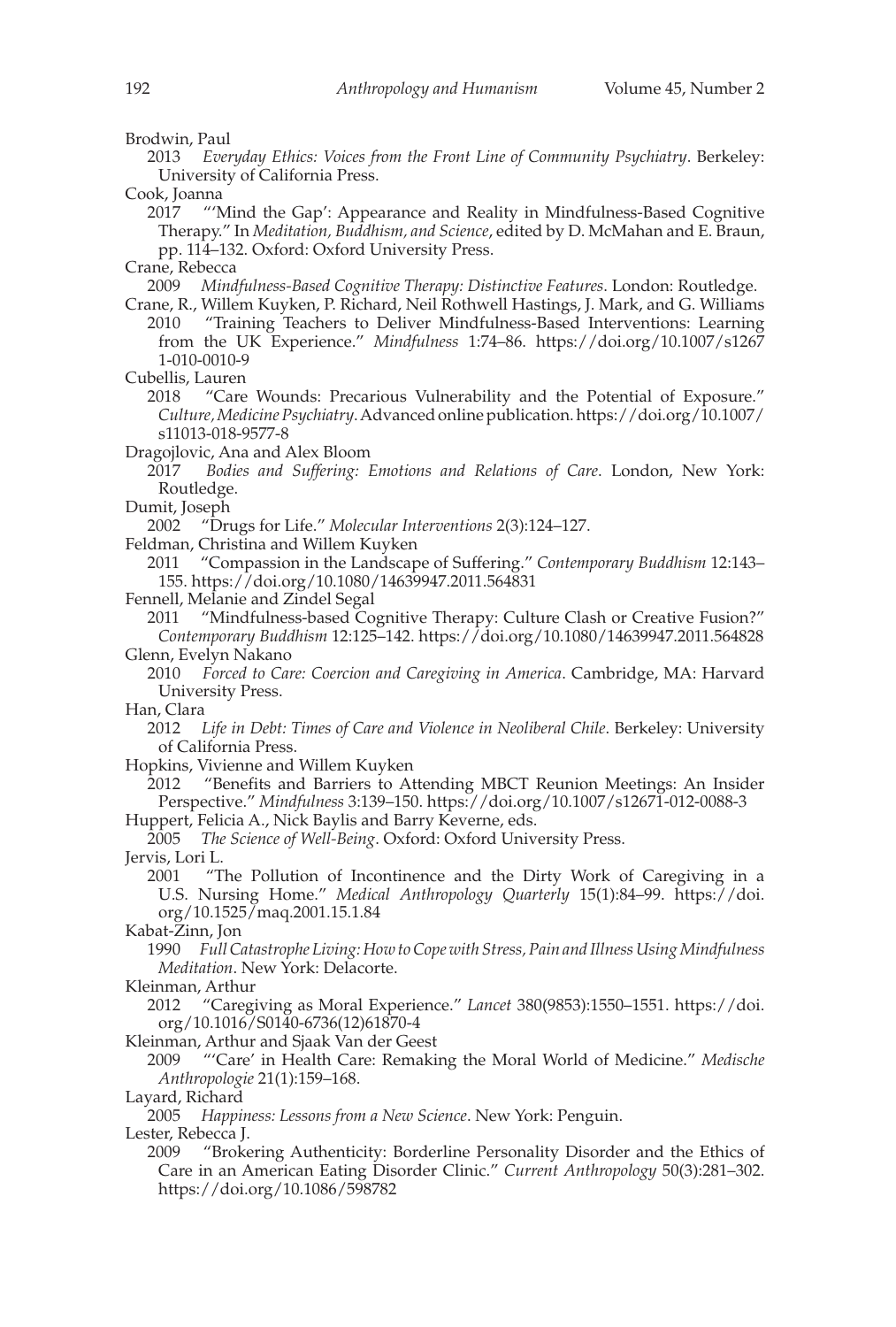Brodwin, Paul
2013 *Everyday Ethics: Voices from the Front Line of Community Psychiatry*. Berkeley: University of California Press.

Cook, Joanna
2017 "'Mind the Gap': Appearance and Reality in Mindfulness-Based Cognitive Therapy." In *Meditation, Buddhism, and Science*, edited by D. McMahan and E. Braun, pp. 114–132. Oxford: Oxford University Press.

Crane, Rebecca
2009 *Mindfulness-Based Cognitive Therapy: Distinctive Features*. London: Routledge.

Crane, R., Willem Kuyken, P. Richard, Neil Rothwell Hastings, J. Mark, and G. Williams
2010 "Training Teachers to Deliver Mindfulness-Based Interventions: Learning from the UK Experience." *Mindfulness* 1:74–86. https://doi.org/10.1007/s12671-010-0010-9

Cubellis, Lauren
2018 "Care Wounds: Precarious Vulnerability and the Potential of Exposure." *Culture, Medicine Psychiatry*. Advanced online publication. https://doi.org/10.1007/s11013-018-9577-8

Dragojlovic, Ana and Alex Bloom
2017 *Bodies and Suffering: Emotions and Relations of Care*. London, New York: Routledge.

Dumit, Joseph
2002 "Drugs for Life." *Molecular Interventions* 2(3):124–127.

Feldman, Christina and Willem Kuyken
2011 "Compassion in the Landscape of Suffering." *Contemporary Buddhism* 12:143–155. https://doi.org/10.1080/14639947.2011.564831

Fennell, Melanie and Zindel Segal
2011 "Mindfulness-based Cognitive Therapy: Culture Clash or Creative Fusion?" *Contemporary Buddhism* 12:125–142. https://doi.org/10.1080/14639947.2011.564828

Glenn, Evelyn Nakano
2010 *Forced to Care: Coercion and Caregiving in America*. Cambridge, MA: Harvard University Press.

Han, Clara
2012 *Life in Debt: Times of Care and Violence in Neoliberal Chile*. Berkeley: University of California Press.

Hopkins, Vivienne and Willem Kuyken
2012 "Benefits and Barriers to Attending MBCT Reunion Meetings: An Insider Perspective." *Mindfulness* 3:139–150. https://doi.org/10.1007/s12671-012-0088-3

Huppert, Felicia A., Nick Baylis and Barry Keverne, eds.
2005 *The Science of Well-Being*. Oxford: Oxford University Press.

Jervis, Lori L.
2001 "The Pollution of Incontinence and the Dirty Work of Caregiving in a U.S. Nursing Home." *Medical Anthropology Quarterly* 15(1):84–99. https://doi.org/10.1525/maq.2001.15.1.84

Kabat-Zinn, Jon
1990 *Full Catastrophe Living: How to Cope with Stress, Pain and Illness Using Mindfulness Meditation*. New York: Delacorte.

Kleinman, Arthur
2012 "Caregiving as Moral Experience." *Lancet* 380(9853):1550–1551. https://doi.org/10.1016/S0140-6736(12)61870-4

Kleinman, Arthur and Sjaak Van der Geest
2009 "'Care' in Health Care: Remaking the Moral World of Medicine." *Medische Anthropologie* 21(1):159–168.

Layard, Richard
2005 *Happiness: Lessons from a New Science*. New York: Penguin.

Lester, Rebecca J.
2009 "Brokering Authenticity: Borderline Personality Disorder and the Ethics of Care in an American Eating Disorder Clinic." *Current Anthropology* 50(3):281–302. https://doi.org/10.1086/598782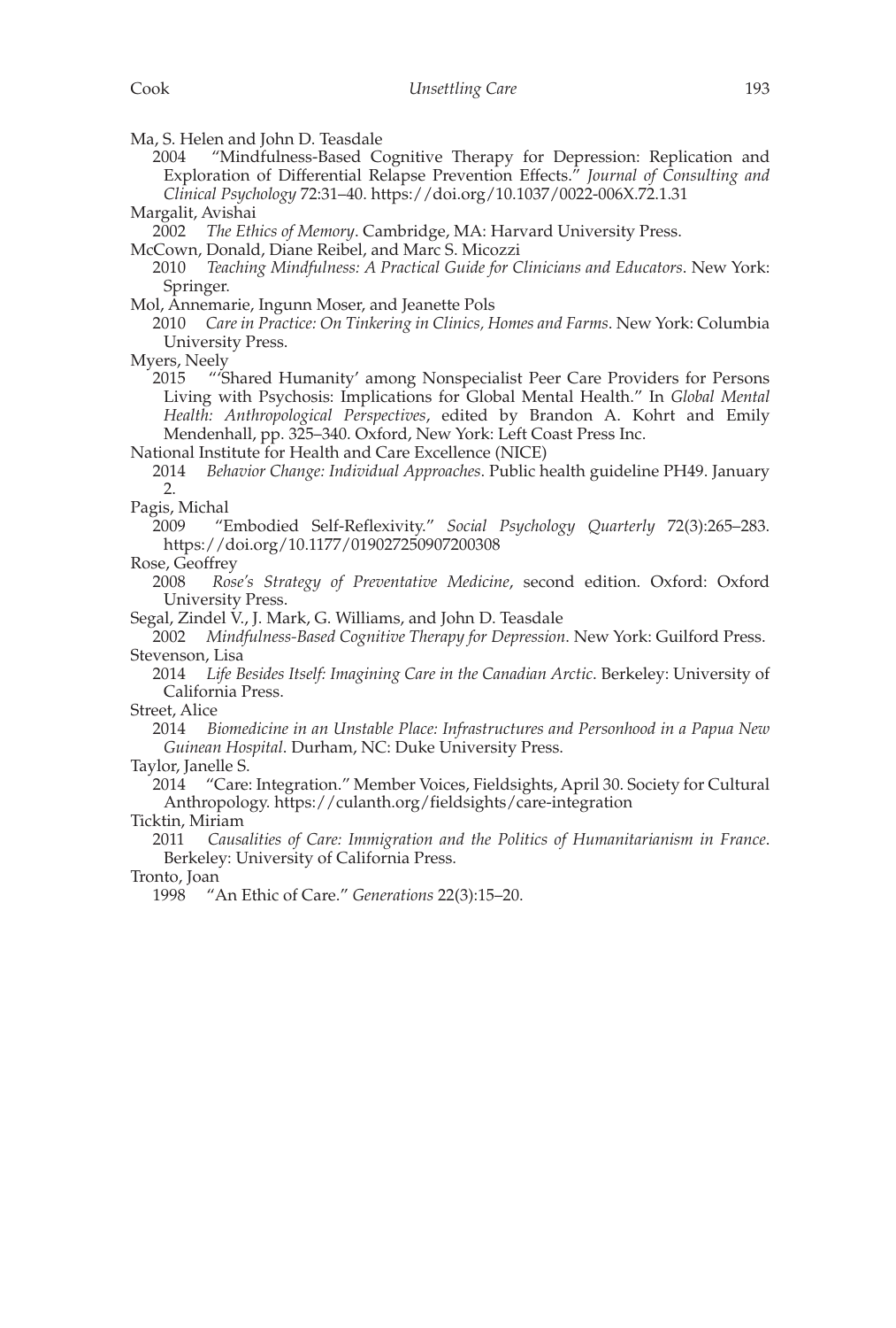Ma, S. Helen and John D. Teasdale

2004 "Mindfulness-Based Cognitive Therapy for Depression: Replication and Exploration of Differential Relapse Prevention Effects." *Journal of Consulting and Clinical Psychology* 72:31–40. https://doi.org/10.1037/0022-006X.72.1.31

Margalit, Avishai

2002 *The Ethics of Memory*. Cambridge, MA: Harvard University Press.

McCown, Donald, Diane Reibel, and Marc S. Micozzi

2010 *Teaching Mindfulness: A Practical Guide for Clinicians and Educators*. New York: Springer.

Mol, Annemarie, Ingunn Moser, and Jeanette Pols

2010 *Care in Practice: On Tinkering in Clinics, Homes and Farms*. New York: Columbia University Press.

Myers, Neely

2015 "'Shared Humanity' among Nonspecialist Peer Care Providers for Persons Living with Psychosis: Implications for Global Mental Health." In *Global Mental Health: Anthropological Perspectives*, edited by Brandon A. Kohrt and Emily Mendenhall, pp. 325–340. Oxford, New York: Left Coast Press Inc.

National Institute for Health and Care Excellence (NICE)

2014 *Behavior Change: Individual Approaches*. Public health guideline PH49. January 2.

Pagis, Michal

2009 "Embodied Self-Reflexivity." *Social Psychology Quarterly* 72(3):265–283. https://doi.org/10.1177/019027250907200308

Rose, Geoffrey

2008 *Rose's Strategy of Preventative Medicine*, second edition. Oxford: Oxford University Press.

Segal, Zindel V., J. Mark, G. Williams, and John D. Teasdale

2002 *Mindfulness-Based Cognitive Therapy for Depression*. New York: Guilford Press.

Stevenson, Lisa

2014 *Life Besides Itself: Imagining Care in the Canadian Arctic*. Berkeley: University of California Press.

Street, Alice

2014 *Biomedicine in an Unstable Place: Infrastructures and Personhood in a Papua New Guinean Hospital*. Durham, NC: Duke University Press.

Taylor, Janelle S.

2014 "Care: Integration." Member Voices, Fieldsights, April 30. Society for Cultural Anthropology. https://culanth.org/fieldsights/care-integration

Ticktin, Miriam

2011 *Causalities of Care: Immigration and the Politics of Humanitarianism in France*. Berkeley: University of California Press.

Tronto, Joan

1998 "An Ethic of Care." *Generations* 22(3):15–20.